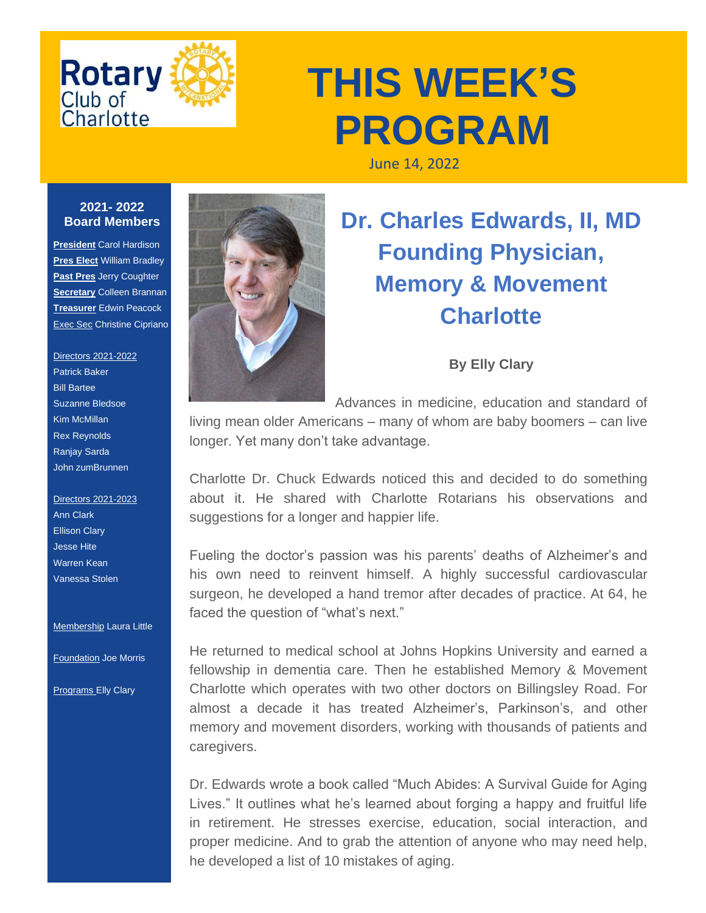Rotary Club of Charlotte

# THIS WEEK'S PROGRAM

June 14, 2022

**2021- 2022 Board Members**

**President** Carol Hardison
**Pres Elect** William Bradley
**Past Pres** Jerry Coughter
**Secretary** Colleen Brannan
**Treasurer** Edwin Peacock
Exec Sec Christine Cipriano

Directors 2021-2022
Patrick Baker
Bill Bartee
Suzanne Bledsoe
Kim McMillan
Rex Reynolds
Ranjay Sarda
John zumBrunnen

Directors 2021-2023
Ann Clark
Ellison Clary
Jesse Hite
Warren Kean
Vanessa Stolen

Membership Laura Little

Foundation Joe Morris

Programs Elly Clary

## Dr. Charles Edwards, II, MD Founding Physician, Memory & Movement Charlotte

**By Elly Clary**

Advances in medicine, education and standard of living mean older Americans – many of whom are baby boomers – can live longer. Yet many don't take advantage.

Charlotte Dr. Chuck Edwards noticed this and decided to do something about it. He shared with Charlotte Rotarians his observations and suggestions for a longer and happier life.

Fueling the doctor's passion was his parents' deaths of Alzheimer's and his own need to reinvent himself. A highly successful cardiovascular surgeon, he developed a hand tremor after decades of practice. At 64, he faced the question of "what's next."

He returned to medical school at Johns Hopkins University and earned a fellowship in dementia care. Then he established Memory & Movement Charlotte which operates with two other doctors on Billingsley Road. For almost a decade it has treated Alzheimer's, Parkinson's, and other memory and movement disorders, working with thousands of patients and caregivers.

Dr. Edwards wrote a book called "Much Abides: A Survival Guide for Aging Lives." It outlines what he's learned about forging a happy and fruitful life in retirement. He stresses exercise, education, social interaction, and proper medicine. And to grab the attention of anyone who may need help, he developed a list of 10 mistakes of aging.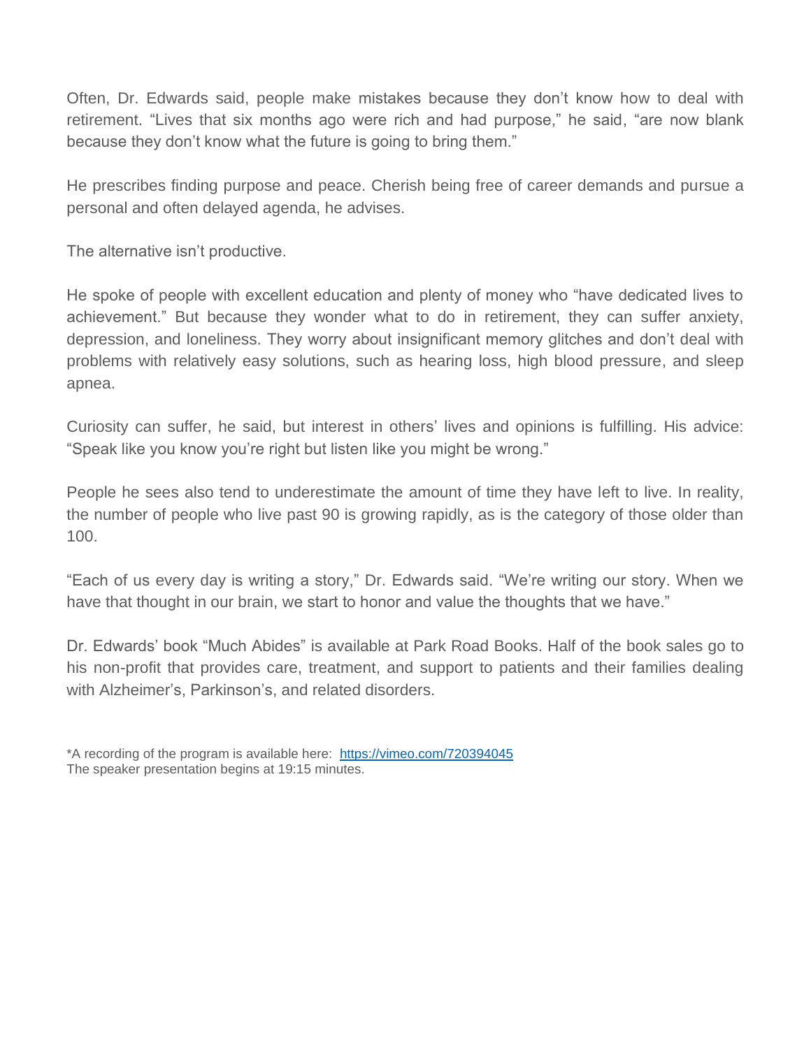Often, Dr. Edwards said, people make mistakes because they don't know how to deal with retirement. "Lives that six months ago were rich and had purpose," he said, "are now blank because they don't know what the future is going to bring them."

He prescribes finding purpose and peace. Cherish being free of career demands and pursue a personal and often delayed agenda, he advises.

The alternative isn't productive.

He spoke of people with excellent education and plenty of money who "have dedicated lives to achievement." But because they wonder what to do in retirement, they can suffer anxiety, depression, and loneliness. They worry about insignificant memory glitches and don't deal with problems with relatively easy solutions, such as hearing loss, high blood pressure, and sleep apnea.

Curiosity can suffer, he said, but interest in others' lives and opinions is fulfilling. His advice: "Speak like you know you're right but listen like you might be wrong."

People he sees also tend to underestimate the amount of time they have left to live. In reality, the number of people who live past 90 is growing rapidly, as is the category of those older than 100.

"Each of us every day is writing a story," Dr. Edwards said. "We're writing our story. When we have that thought in our brain, we start to honor and value the thoughts that we have."

Dr. Edwards' book "Much Abides" is available at Park Road Books. Half of the book sales go to his non-profit that provides care, treatment, and support to patients and their families dealing with Alzheimer's, Parkinson's, and related disorders.

*A recording of the program is available here: [https://vimeo.com/720394045](https://vimeo.com/720394045)
The speaker presentation begins at 19:15 minutes.